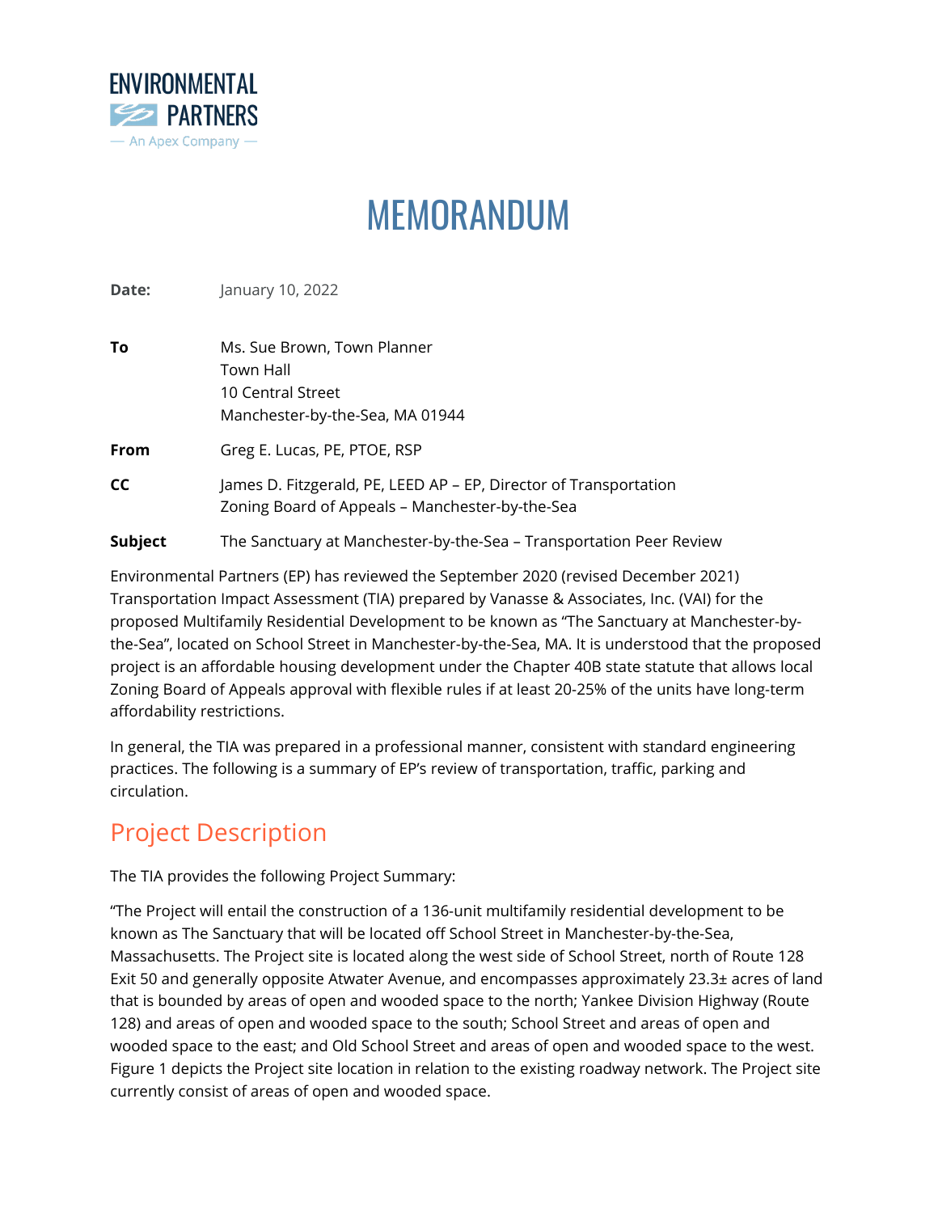ENVIRONMENTAL PARTNERS

— An Apex Company —

# MEMORANDUM

**Date:** January 10, 2022

**To** Ms. Sue Brown, Town Planner
Town Hall
10 Central Street
Manchester-by-the-Sea, MA 01944

**From** Greg E. Lucas, PE, PTOE, RSP

**CC** James D. Fitzgerald, PE, LEED AP – EP, Director of Transportation
Zoning Board of Appeals – Manchester-by-the-Sea

**Subject** The Sanctuary at Manchester-by-the-Sea – Transportation Peer Review

Environmental Partners (EP) has reviewed the September 2020 (revised December 2021) Transportation Impact Assessment (TIA) prepared by Vanasse & Associates, Inc. (VAI) for the proposed Multifamily Residential Development to be known as "The Sanctuary at Manchester-by-the-Sea", located on School Street in Manchester-by-the-Sea, MA. It is understood that the proposed project is an affordable housing development under the Chapter 40B state statute that allows local Zoning Board of Appeals approval with flexible rules if at least 20-25% of the units have long-term affordability restrictions.

In general, the TIA was prepared in a professional manner, consistent with standard engineering practices. The following is a summary of EP's review of transportation, traffic, parking and circulation.

## Project Description

The TIA provides the following Project Summary:

"The Project will entail the construction of a 136-unit multifamily residential development to be known as The Sanctuary that will be located off School Street in Manchester-by-the-Sea, Massachusetts. The Project site is located along the west side of School Street, north of Route 128 Exit 50 and generally opposite Atwater Avenue, and encompasses approximately 23.3± acres of land that is bounded by areas of open and wooded space to the north; Yankee Division Highway (Route 128) and areas of open and wooded space to the south; School Street and areas of open and wooded space to the east; and Old School Street and areas of open and wooded space to the west. Figure 1 depicts the Project site location in relation to the existing roadway network. The Project site currently consist of areas of open and wooded space.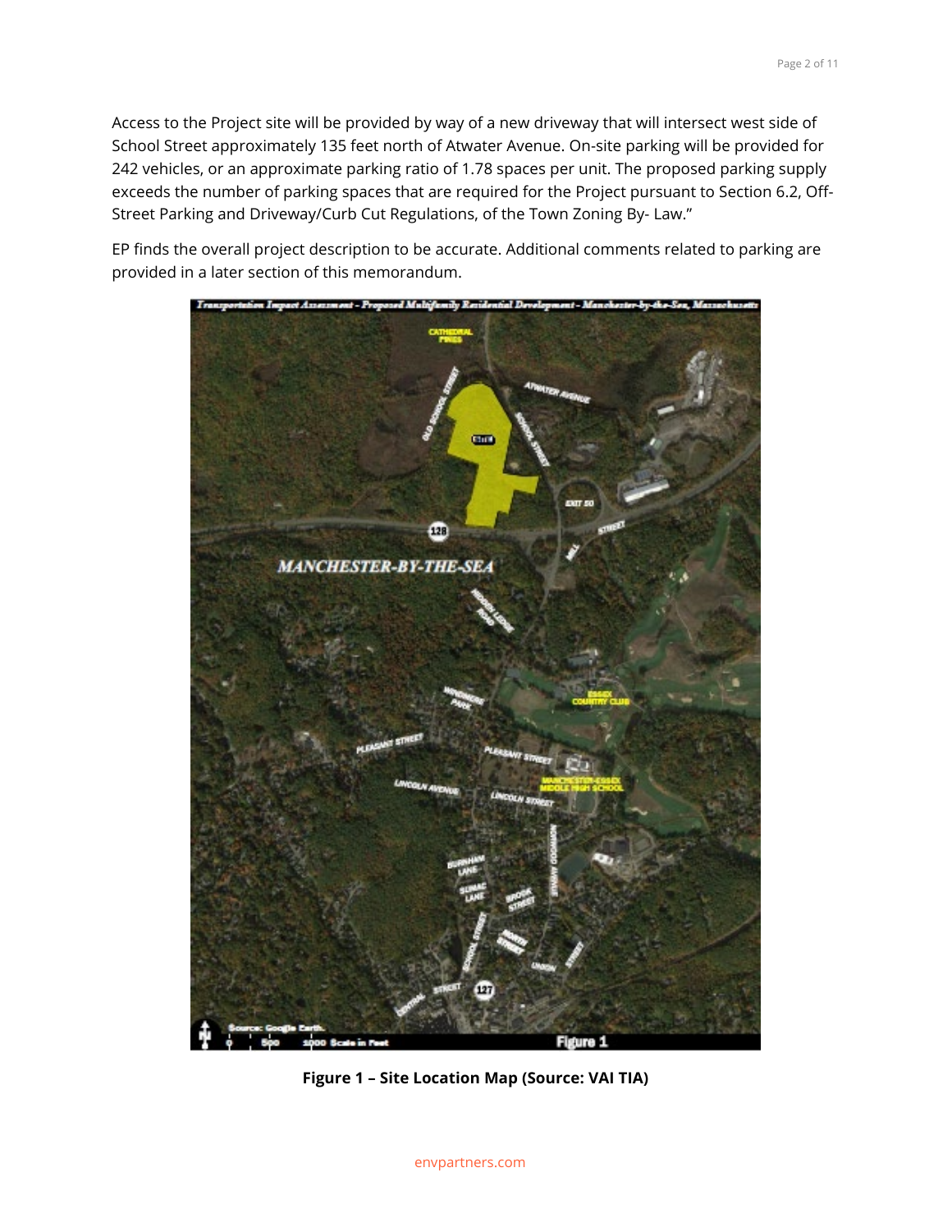Access to the Project site will be provided by way of a new driveway that will intersect west side of School Street approximately 135 feet north of Atwater Avenue. On-site parking will be provided for 242 vehicles, or an approximate parking ratio of 1.78 spaces per unit. The proposed parking supply exceeds the number of parking spaces that are required for the Project pursuant to Section 6.2, Off-Street Parking and Driveway/Curb Cut Regulations, of the Town Zoning By- Law."

EP finds the overall project description to be accurate. Additional comments related to parking are provided in a later section of this memorandum.

**Figure 1 – Site Location Map (Source: VAI TIA)**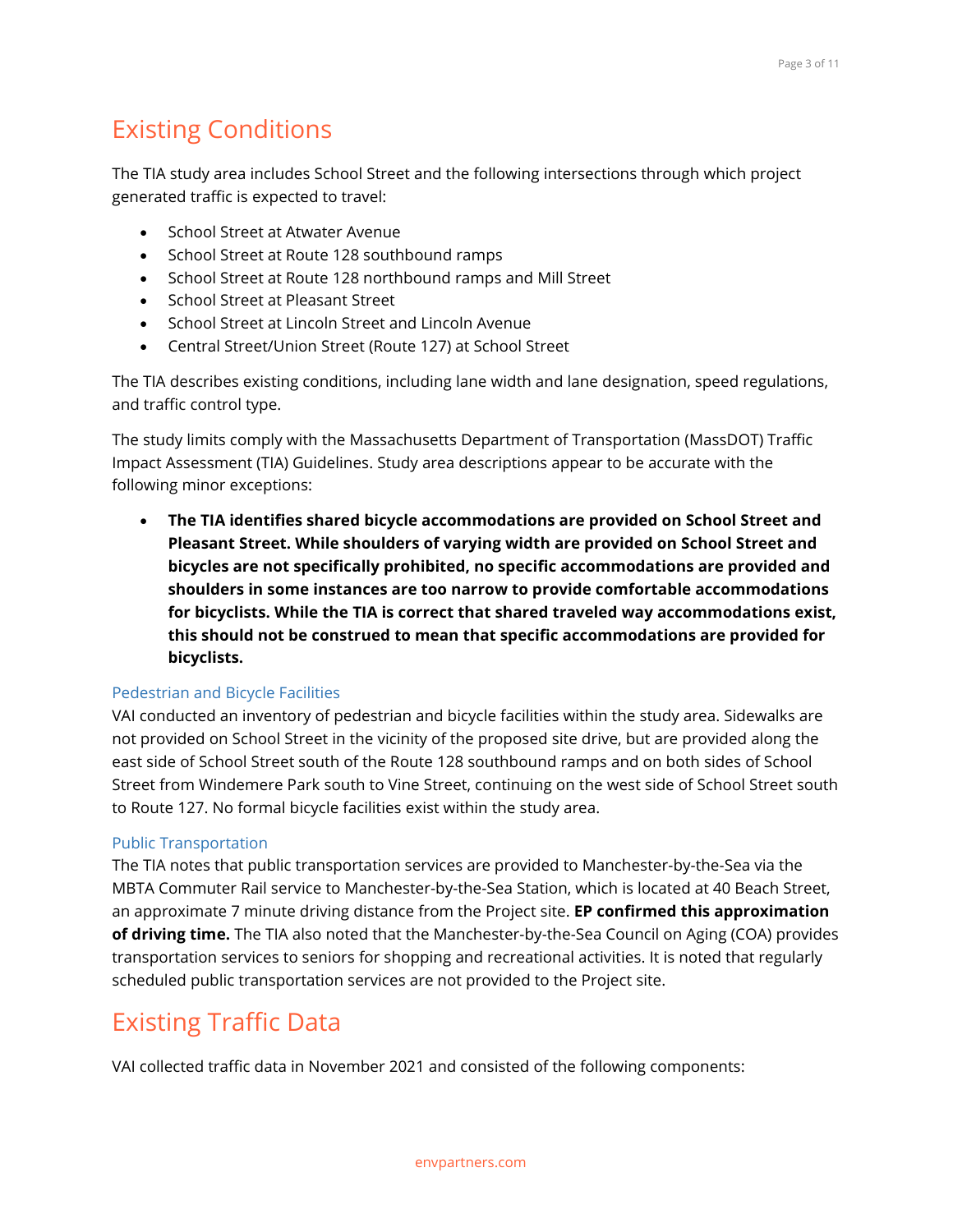## Existing Conditions

The TIA study area includes School Street and the following intersections through which project generated traffic is expected to travel:

- School Street at Atwater Avenue
- School Street at Route 128 southbound ramps
- School Street at Route 128 northbound ramps and Mill Street
- School Street at Pleasant Street
- School Street at Lincoln Street and Lincoln Avenue
- Central Street/Union Street (Route 127) at School Street

The TIA describes existing conditions, including lane width and lane designation, speed regulations, and traffic control type.

The study limits comply with the Massachusetts Department of Transportation (MassDOT) Traffic Impact Assessment (TIA) Guidelines. Study area descriptions appear to be accurate with the following minor exceptions:

- **The TIA identifies shared bicycle accommodations are provided on School Street and Pleasant Street. While shoulders of varying width are provided on School Street and bicycles are not specifically prohibited, no specific accommodations are provided and shoulders in some instances are too narrow to provide comfortable accommodations for bicyclists. While the TIA is correct that shared traveled way accommodations exist, this should not be construed to mean that specific accommodations are provided for bicyclists.**

### Pedestrian and Bicycle Facilities

VAI conducted an inventory of pedestrian and bicycle facilities within the study area. Sidewalks are not provided on School Street in the vicinity of the proposed site drive, but are provided along the east side of School Street south of the Route 128 southbound ramps and on both sides of School Street from Windemere Park south to Vine Street, continuing on the west side of School Street south to Route 127. No formal bicycle facilities exist within the study area.

### Public Transportation

The TIA notes that public transportation services are provided to Manchester-by-the-Sea via the MBTA Commuter Rail service to Manchester-by-the-Sea Station, which is located at 40 Beach Street, an approximate 7 minute driving distance from the Project site. **EP confirmed this approximation of driving time.** The TIA also noted that the Manchester-by-the-Sea Council on Aging (COA) provides transportation services to seniors for shopping and recreational activities. It is noted that regularly scheduled public transportation services are not provided to the Project site.

## Existing Traffic Data

VAI collected traffic data in November 2021 and consisted of the following components: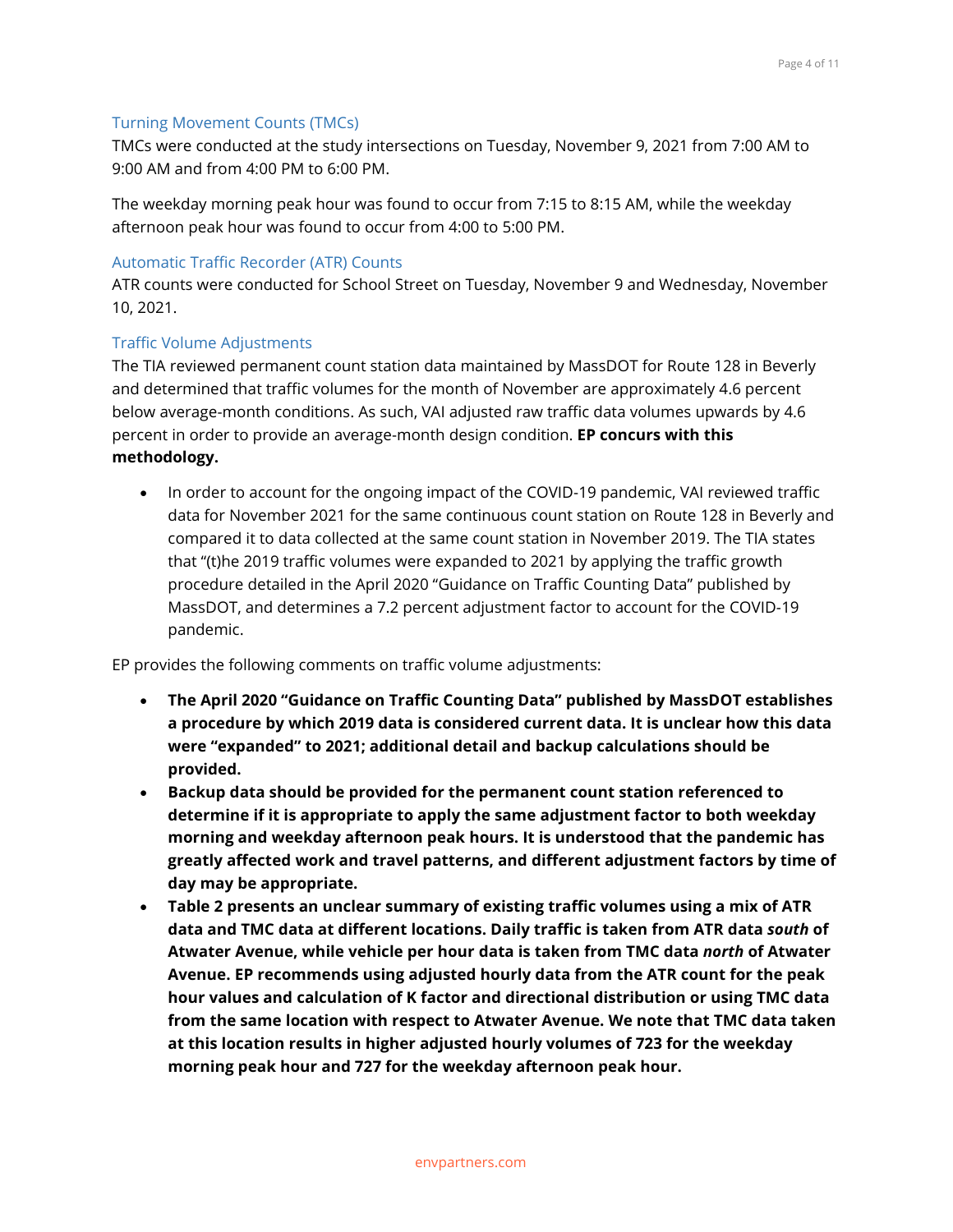### Turning Movement Counts (TMCs)

TMCs were conducted at the study intersections on Tuesday, November 9, 2021 from 7:00 AM to 9:00 AM and from 4:00 PM to 6:00 PM.

The weekday morning peak hour was found to occur from 7:15 to 8:15 AM, while the weekday afternoon peak hour was found to occur from 4:00 to 5:00 PM.

### Automatic Traffic Recorder (ATR) Counts

ATR counts were conducted for School Street on Tuesday, November 9 and Wednesday, November 10, 2021.

### Traffic Volume Adjustments

The TIA reviewed permanent count station data maintained by MassDOT for Route 128 in Beverly and determined that traffic volumes for the month of November are approximately 4.6 percent below average-month conditions. As such, VAI adjusted raw traffic data volumes upwards by 4.6 percent in order to provide an average-month design condition. **EP concurs with this methodology.**

- In order to account for the ongoing impact of the COVID-19 pandemic, VAI reviewed traffic data for November 2021 for the same continuous count station on Route 128 in Beverly and compared it to data collected at the same count station in November 2019. The TIA states that "(t)he 2019 traffic volumes were expanded to 2021 by applying the traffic growth procedure detailed in the April 2020 "Guidance on Traffic Counting Data" published by MassDOT, and determines a 7.2 percent adjustment factor to account for the COVID-19 pandemic.

EP provides the following comments on traffic volume adjustments:

- **The April 2020 "Guidance on Traffic Counting Data" published by MassDOT establishes a procedure by which 2019 data is considered current data. It is unclear how this data were "expanded" to 2021; additional detail and backup calculations should be provided.**
- **Backup data should be provided for the permanent count station referenced to determine if it is appropriate to apply the same adjustment factor to both weekday morning and weekday afternoon peak hours. It is understood that the pandemic has greatly affected work and travel patterns, and different adjustment factors by time of day may be appropriate.**
- **Table 2 presents an unclear summary of existing traffic volumes using a mix of ATR data and TMC data at different locations. Daily traffic is taken from ATR data *south* of Atwater Avenue, while vehicle per hour data is taken from TMC data *north* of Atwater Avenue. EP recommends using adjusted hourly data from the ATR count for the peak hour values and calculation of K factor and directional distribution or using TMC data from the same location with respect to Atwater Avenue. We note that TMC data taken at this location results in higher adjusted hourly volumes of 723 for the weekday morning peak hour and 727 for the weekday afternoon peak hour.**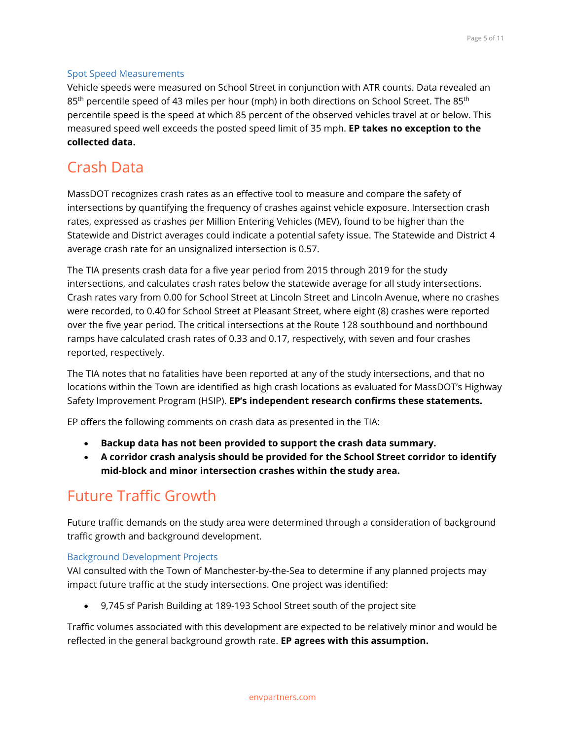### Spot Speed Measurements

Vehicle speeds were measured on School Street in conjunction with ATR counts. Data revealed an $85^{th}$ percentile speed of 43 miles per hour (mph) in both directions on School Street. The $85^{th}$ percentile speed is the speed at which 85 percent of the observed vehicles travel at or below. This measured speed well exceeds the posted speed limit of 35 mph. **EP takes no exception to the collected data.**

## Crash Data

MassDOT recognizes crash rates as an effective tool to measure and compare the safety of intersections by quantifying the frequency of crashes against vehicle exposure. Intersection crash rates, expressed as crashes per Million Entering Vehicles (MEV), found to be higher than the Statewide and District averages could indicate a potential safety issue. The Statewide and District 4 average crash rate for an unsignalized intersection is 0.57.

The TIA presents crash data for a five year period from 2015 through 2019 for the study intersections, and calculates crash rates below the statewide average for all study intersections. Crash rates vary from 0.00 for School Street at Lincoln Street and Lincoln Avenue, where no crashes were recorded, to 0.40 for School Street at Pleasant Street, where eight (8) crashes were reported over the five year period. The critical intersections at the Route 128 southbound and northbound ramps have calculated crash rates of 0.33 and 0.17, respectively, with seven and four crashes reported, respectively.

The TIA notes that no fatalities have been reported at any of the study intersections, and that no locations within the Town are identified as high crash locations as evaluated for MassDOT's Highway Safety Improvement Program (HSIP). **EP's independent research confirms these statements.**

EP offers the following comments on crash data as presented in the TIA:

- **Backup data has not been provided to support the crash data summary.**
- **A corridor crash analysis should be provided for the School Street corridor to identify mid-block and minor intersection crashes within the study area.**

## Future Traffic Growth

Future traffic demands on the study area were determined through a consideration of background traffic growth and background development.

### Background Development Projects

VAI consulted with the Town of Manchester-by-the-Sea to determine if any planned projects may impact future traffic at the study intersections. One project was identified:

- 9,745 sf Parish Building at 189-193 School Street south of the project site

Traffic volumes associated with this development are expected to be relatively minor and would be reflected in the general background growth rate. **EP agrees with this assumption.**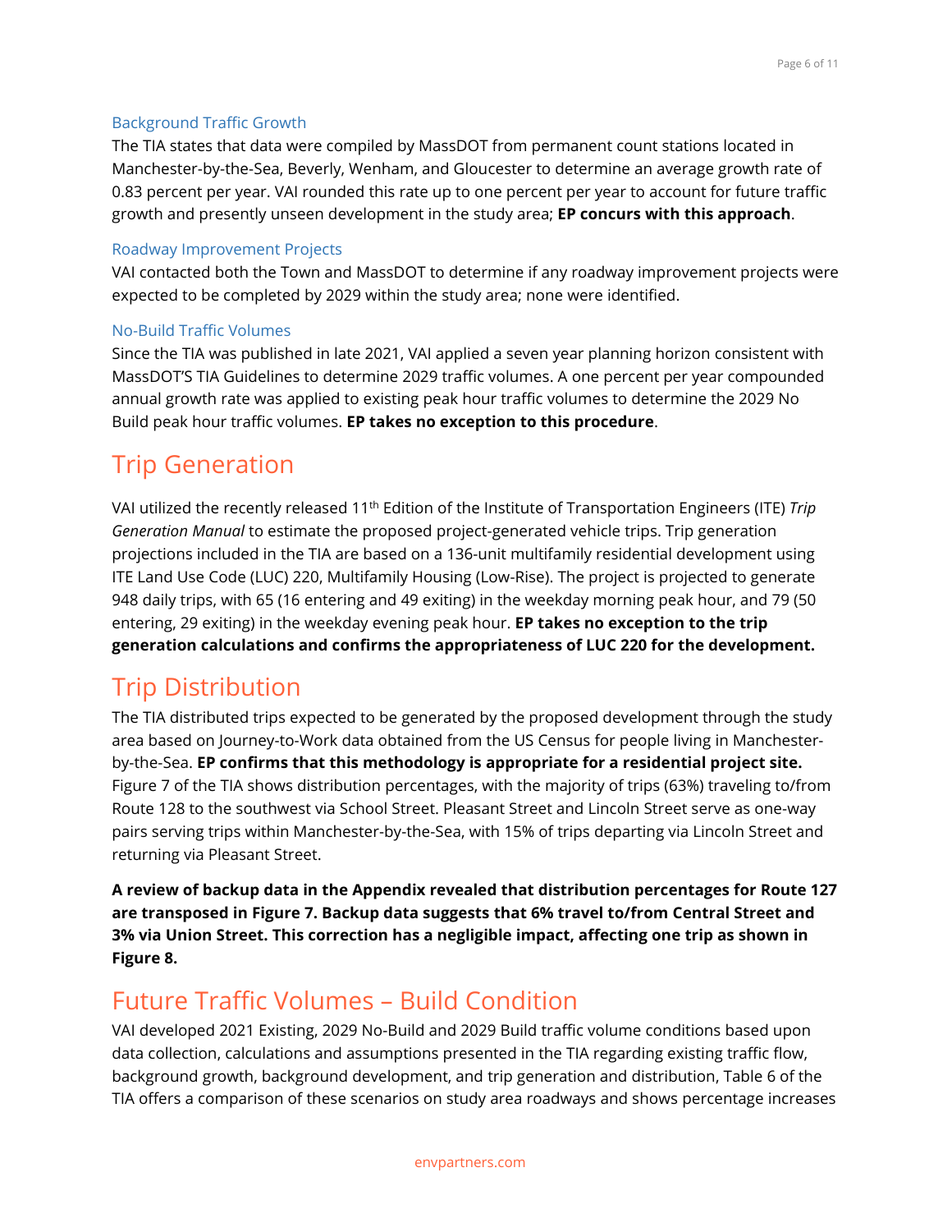### Background Traffic Growth

The TIA states that data were compiled by MassDOT from permanent count stations located in Manchester-by-the-Sea, Beverly, Wenham, and Gloucester to determine an average growth rate of 0.83 percent per year. VAI rounded this rate up to one percent per year to account for future traffic growth and presently unseen development in the study area; **EP concurs with this approach**.

### Roadway Improvement Projects

VAI contacted both the Town and MassDOT to determine if any roadway improvement projects were expected to be completed by 2029 within the study area; none were identified.

### No-Build Traffic Volumes

Since the TIA was published in late 2021, VAI applied a seven year planning horizon consistent with MassDOT'S TIA Guidelines to determine 2029 traffic volumes. A one percent per year compounded annual growth rate was applied to existing peak hour traffic volumes to determine the 2029 No Build peak hour traffic volumes. **EP takes no exception to this procedure**.

## Trip Generation

VAI utilized the recently released 11th Edition of the Institute of Transportation Engineers (ITE) *Trip Generation Manual* to estimate the proposed project-generated vehicle trips. Trip generation projections included in the TIA are based on a 136-unit multifamily residential development using ITE Land Use Code (LUC) 220, Multifamily Housing (Low-Rise). The project is projected to generate 948 daily trips, with 65 (16 entering and 49 exiting) in the weekday morning peak hour, and 79 (50 entering, 29 exiting) in the weekday evening peak hour. **EP takes no exception to the trip generation calculations and confirms the appropriateness of LUC 220 for the development.**

## Trip Distribution

The TIA distributed trips expected to be generated by the proposed development through the study area based on Journey-to-Work data obtained from the US Census for people living in Manchester-by-the-Sea. **EP confirms that this methodology is appropriate for a residential project site.** Figure 7 of the TIA shows distribution percentages, with the majority of trips (63%) traveling to/from Route 128 to the southwest via School Street. Pleasant Street and Lincoln Street serve as one-way pairs serving trips within Manchester-by-the-Sea, with 15% of trips departing via Lincoln Street and returning via Pleasant Street.

**A review of backup data in the Appendix revealed that distribution percentages for Route 127 are transposed in Figure 7. Backup data suggests that 6% travel to/from Central Street and 3% via Union Street. This correction has a negligible impact, affecting one trip as shown in Figure 8.**

## Future Traffic Volumes – Build Condition

VAI developed 2021 Existing, 2029 No-Build and 2029 Build traffic volume conditions based upon data collection, calculations and assumptions presented in the TIA regarding existing traffic flow, background growth, background development, and trip generation and distribution, Table 6 of the TIA offers a comparison of these scenarios on study area roadways and shows percentage increases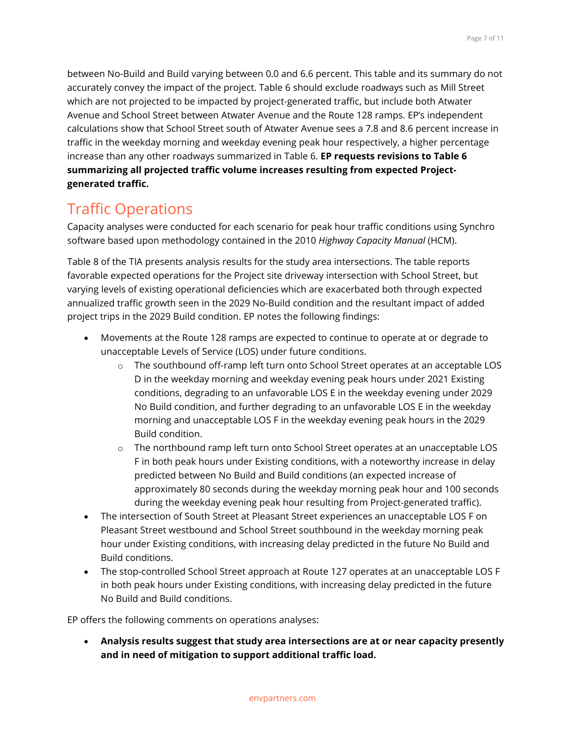between No-Build and Build varying between 0.0 and 6.6 percent. This table and its summary do not accurately convey the impact of the project. Table 6 should exclude roadways such as Mill Street which are not projected to be impacted by project-generated traffic, but include both Atwater Avenue and School Street between Atwater Avenue and the Route 128 ramps. EP's independent calculations show that School Street south of Atwater Avenue sees a 7.8 and 8.6 percent increase in traffic in the weekday morning and weekday evening peak hour respectively, a higher percentage increase than any other roadways summarized in Table 6. **EP requests revisions to Table 6 summarizing all projected traffic volume increases resulting from expected Project-generated traffic.**

## Traffic Operations

Capacity analyses were conducted for each scenario for peak hour traffic conditions using Synchro software based upon methodology contained in the 2010 *Highway Capacity Manual* (HCM).

Table 8 of the TIA presents analysis results for the study area intersections. The table reports favorable expected operations for the Project site driveway intersection with School Street, but varying levels of existing operational deficiencies which are exacerbated both through expected annualized traffic growth seen in the 2029 No-Build condition and the resultant impact of added project trips in the 2029 Build condition. EP notes the following findings:

- Movements at the Route 128 ramps are expected to continue to operate at or degrade to unacceptable Levels of Service (LOS) under future conditions.
  - The southbound off-ramp left turn onto School Street operates at an acceptable LOS D in the weekday morning and weekday evening peak hours under 2021 Existing conditions, degrading to an unfavorable LOS E in the weekday evening under 2029 No Build condition, and further degrading to an unfavorable LOS E in the weekday morning and unacceptable LOS F in the weekday evening peak hours in the 2029 Build condition.
  - The northbound ramp left turn onto School Street operates at an unacceptable LOS F in both peak hours under Existing conditions, with a noteworthy increase in delay predicted between No Build and Build conditions (an expected increase of approximately 80 seconds during the weekday morning peak hour and 100 seconds during the weekday evening peak hour resulting from Project-generated traffic).
- The intersection of South Street at Pleasant Street experiences an unacceptable LOS F on Pleasant Street westbound and School Street southbound in the weekday morning peak hour under Existing conditions, with increasing delay predicted in the future No Build and Build conditions.
- The stop-controlled School Street approach at Route 127 operates at an unacceptable LOS F in both peak hours under Existing conditions, with increasing delay predicted in the future No Build and Build conditions.

EP offers the following comments on operations analyses:

- **Analysis results suggest that study area intersections are at or near capacity presently and in need of mitigation to support additional traffic load.**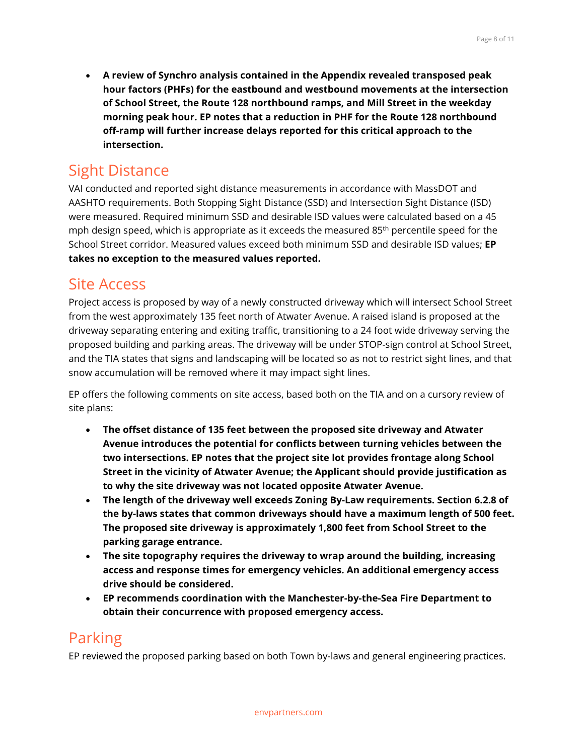- **A review of Synchro analysis contained in the Appendix revealed transposed peak hour factors (PHFs) for the eastbound and westbound movements at the intersection of School Street, the Route 128 northbound ramps, and Mill Street in the weekday morning peak hour. EP notes that a reduction in PHF for the Route 128 northbound off-ramp will further increase delays reported for this critical approach to the intersection.**

## Sight Distance

VAI conducted and reported sight distance measurements in accordance with MassDOT and AASHTO requirements. Both Stopping Sight Distance (SSD) and Intersection Sight Distance (ISD) were measured. Required minimum SSD and desirable ISD values were calculated based on a 45 mph design speed, which is appropriate as it exceeds the measured 85$^{th}$ percentile speed for the School Street corridor. Measured values exceed both minimum SSD and desirable ISD values; **EP takes no exception to the measured values reported.**

## Site Access

Project access is proposed by way of a newly constructed driveway which will intersect School Street from the west approximately 135 feet north of Atwater Avenue. A raised island is proposed at the driveway separating entering and exiting traffic, transitioning to a 24 foot wide driveway serving the proposed building and parking areas. The driveway will be under STOP-sign control at School Street, and the TIA states that signs and landscaping will be located so as not to restrict sight lines, and that snow accumulation will be removed where it may impact sight lines.

EP offers the following comments on site access, based both on the TIA and on a cursory review of site plans:

- **The offset distance of 135 feet between the proposed site driveway and Atwater Avenue introduces the potential for conflicts between turning vehicles between the two intersections. EP notes that the project site lot provides frontage along School Street in the vicinity of Atwater Avenue; the Applicant should provide justification as to why the site driveway was not located opposite Atwater Avenue.**
- **The length of the driveway well exceeds Zoning By-Law requirements. Section 6.2.8 of the by-laws states that common driveways should have a maximum length of 500 feet. The proposed site driveway is approximately 1,800 feet from School Street to the parking garage entrance.**
- **The site topography requires the driveway to wrap around the building, increasing access and response times for emergency vehicles. An additional emergency access drive should be considered.**
- **EP recommends coordination with the Manchester-by-the-Sea Fire Department to obtain their concurrence with proposed emergency access.**

## Parking

EP reviewed the proposed parking based on both Town by-laws and general engineering practices.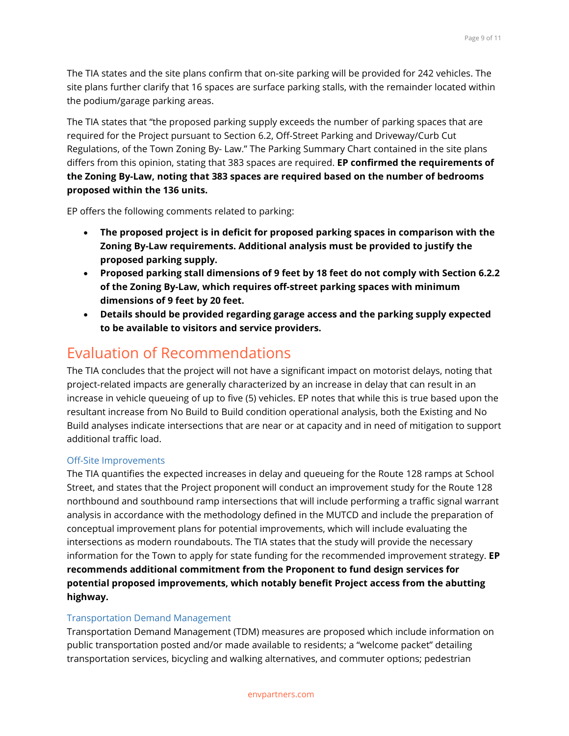The TIA states and the site plans confirm that on-site parking will be provided for 242 vehicles. The site plans further clarify that 16 spaces are surface parking stalls, with the remainder located within the podium/garage parking areas.

The TIA states that "the proposed parking supply exceeds the number of parking spaces that are required for the Project pursuant to Section 6.2, Off-Street Parking and Driveway/Curb Cut Regulations, of the Town Zoning By- Law." The Parking Summary Chart contained in the site plans differs from this opinion, stating that 383 spaces are required. **EP confirmed the requirements of the Zoning By-Law, noting that 383 spaces are required based on the number of bedrooms proposed within the 136 units.**

EP offers the following comments related to parking:

- **The proposed project is in deficit for proposed parking spaces in comparison with the Zoning By-Law requirements. Additional analysis must be provided to justify the proposed parking supply.**
- **Proposed parking stall dimensions of 9 feet by 18 feet do not comply with Section 6.2.2 of the Zoning By-Law, which requires off-street parking spaces with minimum dimensions of 9 feet by 20 feet.**
- **Details should be provided regarding garage access and the parking supply expected to be available to visitors and service providers.**

## Evaluation of Recommendations

The TIA concludes that the project will not have a significant impact on motorist delays, noting that project-related impacts are generally characterized by an increase in delay that can result in an increase in vehicle queueing of up to five (5) vehicles. EP notes that while this is true based upon the resultant increase from No Build to Build condition operational analysis, both the Existing and No Build analyses indicate intersections that are near or at capacity and in need of mitigation to support additional traffic load.

### Off-Site Improvements

The TIA quantifies the expected increases in delay and queueing for the Route 128 ramps at School Street, and states that the Project proponent will conduct an improvement study for the Route 128 northbound and southbound ramp intersections that will include performing a traffic signal warrant analysis in accordance with the methodology defined in the MUTCD and include the preparation of conceptual improvement plans for potential improvements, which will include evaluating the intersections as modern roundabouts. The TIA states that the study will provide the necessary information for the Town to apply for state funding for the recommended improvement strategy. **EP recommends additional commitment from the Proponent to fund design services for potential proposed improvements, which notably benefit Project access from the abutting highway.**

### Transportation Demand Management

Transportation Demand Management (TDM) measures are proposed which include information on public transportation posted and/or made available to residents; a "welcome packet" detailing transportation services, bicycling and walking alternatives, and commuter options; pedestrian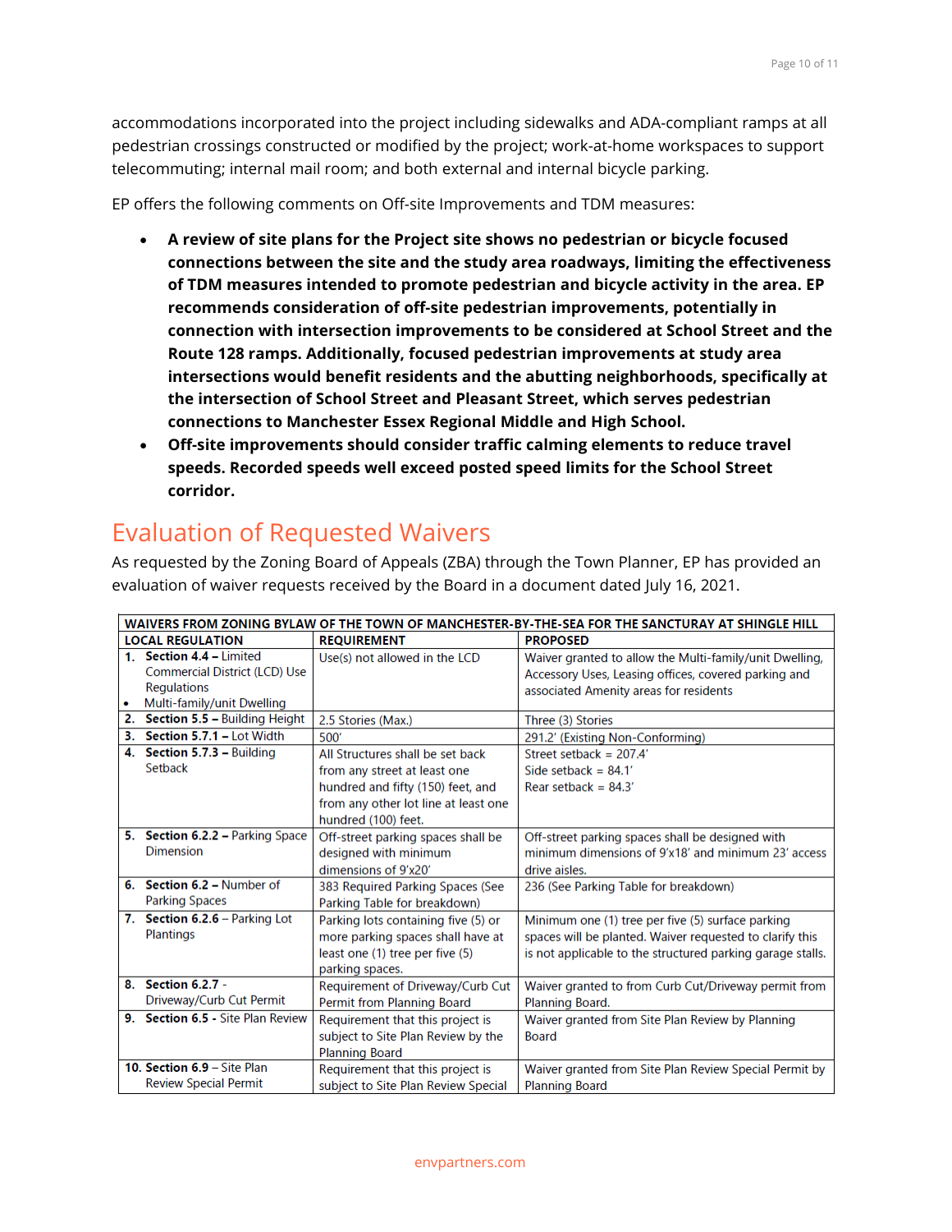accommodations incorporated into the project including sidewalks and ADA-compliant ramps at all pedestrian crossings constructed or modified by the project; work-at-home workspaces to support telecommuting; internal mail room; and both external and internal bicycle parking.

EP offers the following comments on Off-site Improvements and TDM measures:

- **A review of site plans for the Project site shows no pedestrian or bicycle focused connections between the site and the study area roadways, limiting the effectiveness of TDM measures intended to promote pedestrian and bicycle activity in the area. EP recommends consideration of off-site pedestrian improvements, potentially in connection with intersection improvements to be considered at School Street and the Route 128 ramps. Additionally, focused pedestrian improvements at study area intersections would benefit residents and the abutting neighborhoods, specifically at the intersection of School Street and Pleasant Street, which serves pedestrian connections to Manchester Essex Regional Middle and High School.**
- **Off-site improvements should consider traffic calming elements to reduce travel speeds. Recorded speeds well exceed posted speed limits for the School Street corridor.**

## Evaluation of Requested Waivers

As requested by the Zoning Board of Appeals (ZBA) through the Town Planner, EP has provided an evaluation of waiver requests received by the Board in a document dated July 16, 2021.

| WAIVERS FROM ZONING BYLAW OF THE TOWN OF MANCHESTER-BY-THE-SEA FOR THE SANCTURAY AT SHINGLE HILL | | |
|---|---|---|
| **LOCAL REGULATION** | **REQUIREMENT** | **PROPOSED** |
| 1. **Section 4.4 –** Limited Commercial District (LCD) Use Regulations<br>• Multi-family/unit Dwelling | Use(s) not allowed in the LCD | Waiver granted to allow the Multi-family/unit Dwelling, Accessory Uses, Leasing offices, covered parking and associated Amenity areas for residents |
| 2. **Section 5.5 –** Building Height | 2.5 Stories (Max.) | Three (3) Stories |
| 3. **Section 5.7.1 –** Lot Width | 500' | 291.2' (Existing Non-Conforming) |
| 4. **Section 5.7.3 –** Building Setback | All Structures shall be set back from any street at least one hundred and fifty (150) feet, and from any other lot line at least one hundred (100) feet. | Street setback = 207.4'<br>Side setback = 84.1'<br>Rear setback = 84.3' |
| 5. **Section 6.2.2 –** Parking Space Dimension | Off-street parking spaces shall be designed with minimum dimensions of 9'x20' | Off-street parking spaces shall be designed with minimum dimensions of 9'x18' and minimum 23' access drive aisles. |
| 6. **Section 6.2 –** Number of Parking Spaces | 383 Required Parking Spaces (See Parking Table for breakdown) | 236 (See Parking Table for breakdown) |
| 7. **Section 6.2.6** – Parking Lot Plantings | Parking lots containing five (5) or more parking spaces shall have at least one (1) tree per five (5) parking spaces. | Minimum one (1) tree per five (5) surface parking spaces will be planted. Waiver requested to clarify this is not applicable to the structured parking garage stalls. |
| 8. **Section 6.2.7** - Driveway/Curb Cut Permit | Requirement of Driveway/Curb Cut Permit from Planning Board | Waiver granted to from Curb Cut/Driveway permit from Planning Board. |
| 9. **Section 6.5** - Site Plan Review | Requirement that this project is subject to Site Plan Review by the Planning Board | Waiver granted from Site Plan Review by Planning Board |
| 10. **Section 6.9** – Site Plan Review Special Permit | Requirement that this project is subject to Site Plan Review Special | Waiver granted from Site Plan Review Special Permit by Planning Board |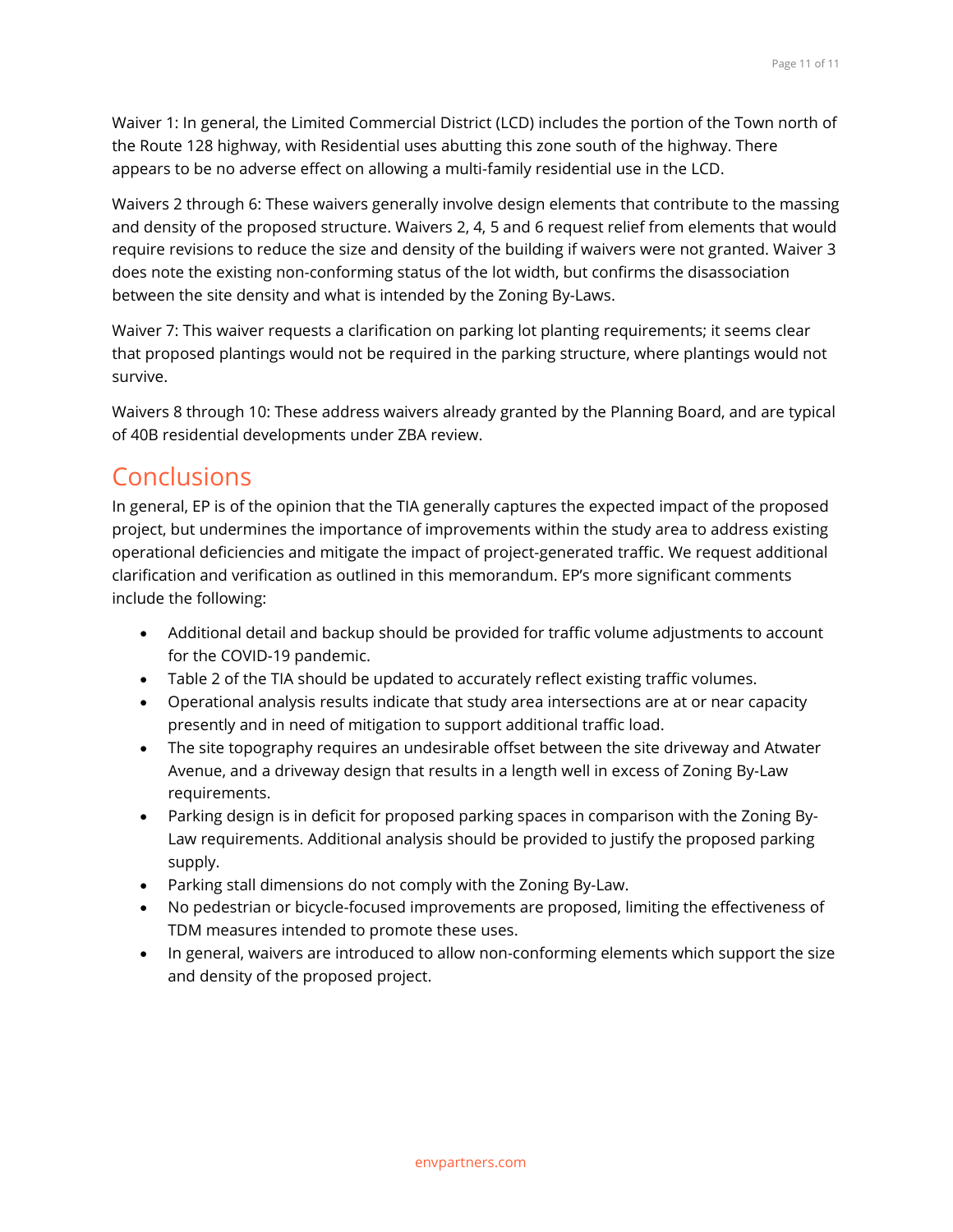Waiver 1: In general, the Limited Commercial District (LCD) includes the portion of the Town north of the Route 128 highway, with Residential uses abutting this zone south of the highway. There appears to be no adverse effect on allowing a multi-family residential use in the LCD.

Waivers 2 through 6: These waivers generally involve design elements that contribute to the massing and density of the proposed structure. Waivers 2, 4, 5 and 6 request relief from elements that would require revisions to reduce the size and density of the building if waivers were not granted. Waiver 3 does note the existing non-conforming status of the lot width, but confirms the disassociation between the site density and what is intended by the Zoning By-Laws.

Waiver 7: This waiver requests a clarification on parking lot planting requirements; it seems clear that proposed plantings would not be required in the parking structure, where plantings would not survive.

Waivers 8 through 10: These address waivers already granted by the Planning Board, and are typical of 40B residential developments under ZBA review.

## Conclusions

In general, EP is of the opinion that the TIA generally captures the expected impact of the proposed project, but undermines the importance of improvements within the study area to address existing operational deficiencies and mitigate the impact of project-generated traffic. We request additional clarification and verification as outlined in this memorandum. EP's more significant comments include the following:

- Additional detail and backup should be provided for traffic volume adjustments to account for the COVID-19 pandemic.
- Table 2 of the TIA should be updated to accurately reflect existing traffic volumes.
- Operational analysis results indicate that study area intersections are at or near capacity presently and in need of mitigation to support additional traffic load.
- The site topography requires an undesirable offset between the site driveway and Atwater Avenue, and a driveway design that results in a length well in excess of Zoning By-Law requirements.
- Parking design is in deficit for proposed parking spaces in comparison with the Zoning By-Law requirements. Additional analysis should be provided to justify the proposed parking supply.
- Parking stall dimensions do not comply with the Zoning By-Law.
- No pedestrian or bicycle-focused improvements are proposed, limiting the effectiveness of TDM measures intended to promote these uses.
- In general, waivers are introduced to allow non-conforming elements which support the size and density of the proposed project.